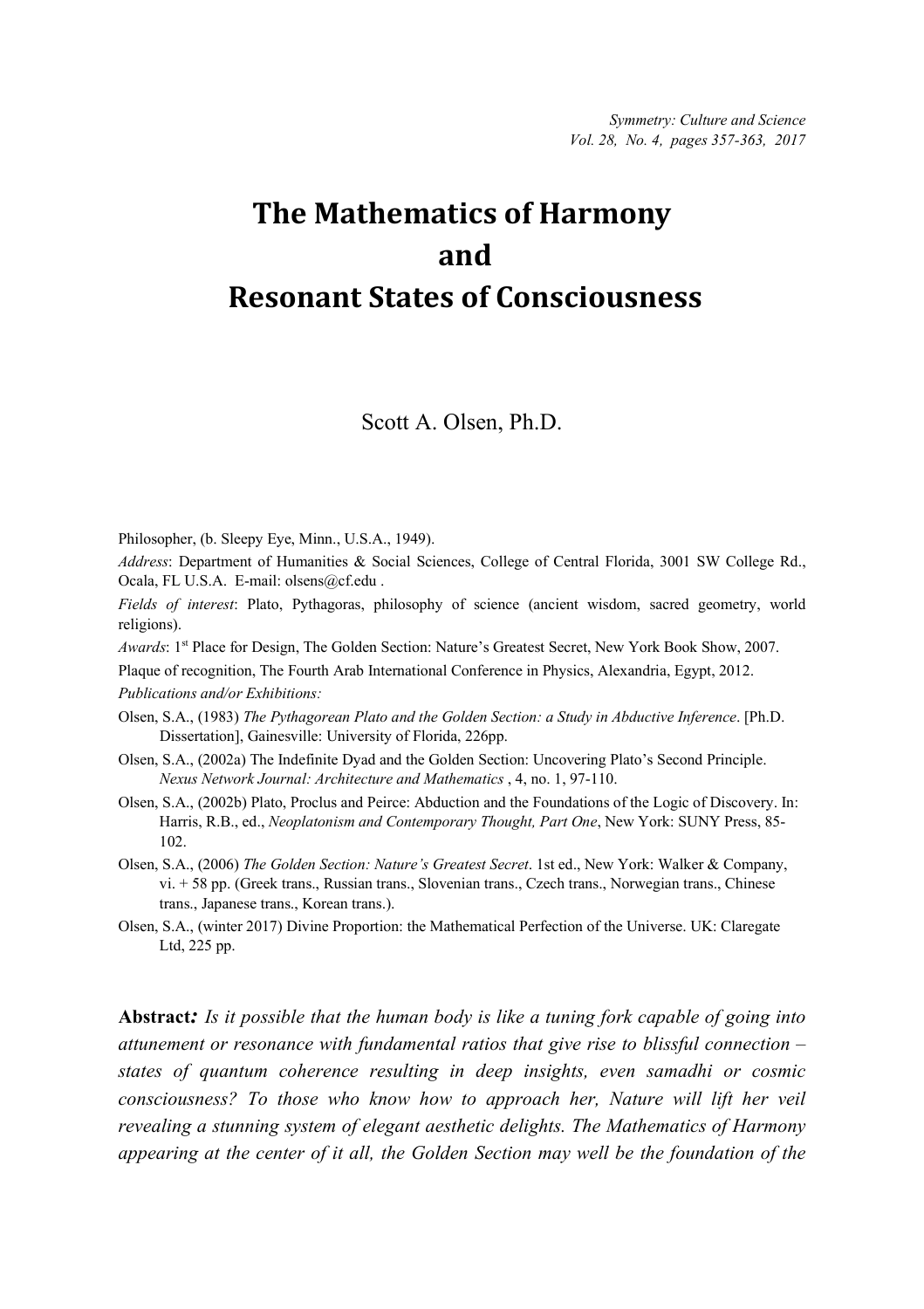# The Mathematics of Harmony and Resonant States of Consciousness

Scott A. Olsen, Ph.D.

Philosopher, (b. Sleepy Eye, Minn., U.S.A., 1949).

*Address*: Department of Humanities & Social Sciences, College of Central Florida, 3001 SW College Rd., Ocala, FL U.S.A. E-mail: olsens@cf.edu .

*Fields of interest*: Plato, Pythagoras, philosophy of science (ancient wisdom, sacred geometry, world religions).

*Awards*: 1st Place for Design, The Golden Section: Nature's Greatest Secret, New York Book Show, 2007.

Plaque of recognition, The Fourth Arab International Conference in Physics, Alexandria, Egypt, 2012.

*Publications and/or Exhibitions:*

Olsen, S.A., (1983) *The Pythagorean Plato and the Golden Section: a Study in Abductive Inference*. [Ph.D. Dissertation], Gainesville: University of Florida, 226pp.

Olsen, S.A., (2002a) The Indefinite Dyad and the Golden Section: Uncovering Plato's Second Principle. *Nexus Network Journal: Architecture and Mathematics* , 4, no. 1, 97-110.

Olsen, S.A., (2002b) Plato, Proclus and Peirce: Abduction and the Foundations of the Logic of Discovery. In: Harris, R.B., ed., *Neoplatonism and Contemporary Thought, Part One*, New York: SUNY Press, 85-102.

Olsen, S.A., (2006) *The Golden Section: Nature's Greatest Secret*. 1st ed., New York: Walker & Company, vi. + 58 pp. (Greek trans., Russian trans., Slovenian trans., Czech trans., Norwegian trans., Chinese trans., Japanese trans., Korean trans.).

Olsen, S.A., (winter 2017) Divine Proportion: the Mathematical Perfection of the Universe. UK: Claregate Ltd, 225 pp.

**Abstract***: Is it possible that the human body is like a tuning fork capable of going into attunement or resonance with fundamental ratios that give rise to blissful connection – states of quantum coherence resulting in deep insights, even samadhi or cosmic consciousness? To those who know how to approach her, Nature will lift her veil revealing a stunning system of elegant aesthetic delights. The Mathematics of Harmony appearing at the center of it all, the Golden Section may well be the foundation of the*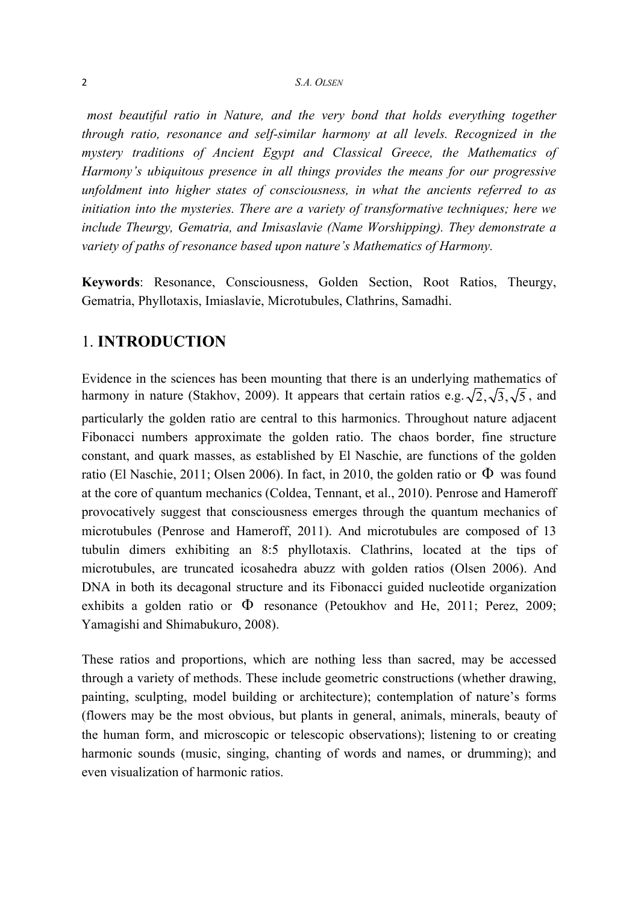*most beautiful ratio in Nature, and the very bond that holds everything together through ratio, resonance and self-similar harmony at all levels. Recognized in the mystery traditions of Ancient Egypt and Classical Greece, the Mathematics of Harmony's ubiquitous presence in all things provides the means for our progressive unfoldment into higher states of consciousness, in what the ancients referred to as initiation into the mysteries. There are a variety of transformative techniques; here we include Theurgy, Gematria, and Imisaslavie (Name Worshipping). They demonstrate a variety of paths of resonance based upon nature's Mathematics of Harmony.*

**Keywords**: Resonance, Consciousness, Golden Section, Root Ratios, Theurgy, Gematria, Phyllotaxis, Imiaslavie, Microtubules, Clathrins, Samadhi.

## 1. **INTRODUCTION**

Evidence in the sciences has been mounting that there is an underlying mathematics of harmony in nature (Stakhov, 2009). It appears that certain ratios e.g. $\sqrt{2}, \sqrt{3}, \sqrt{5}$, and particularly the golden ratio are central to this harmonics. Throughout nature adjacent Fibonacci numbers approximate the golden ratio. The chaos border, fine structure constant, and quark masses, as established by El Naschie, are functions of the golden ratio (El Naschie, 2011; Olsen 2006). In fact, in 2010, the golden ratio or $\Phi$ was found at the core of quantum mechanics (Coldea, Tennant, et al., 2010). Penrose and Hameroff provocatively suggest that consciousness emerges through the quantum mechanics of microtubules (Penrose and Hameroff, 2011). And microtubules are composed of 13 tubulin dimers exhibiting an 8:5 phyllotaxis. Clathrins, located at the tips of microtubules, are truncated icosahedra abuzz with golden ratios (Olsen 2006). And DNA in both its decagonal structure and its Fibonacci guided nucleotide organization exhibits a golden ratio or $\Phi$ resonance (Petoukhov and He, 2011; Perez, 2009; Yamagishi and Shimabukuro, 2008).

These ratios and proportions, which are nothing less than sacred, may be accessed through a variety of methods. These include geometric constructions (whether drawing, painting, sculpting, model building or architecture); contemplation of nature's forms (flowers may be the most obvious, but plants in general, animals, minerals, beauty of the human form, and microscopic or telescopic observations); listening to or creating harmonic sounds (music, singing, chanting of words and names, or drumming); and even visualization of harmonic ratios.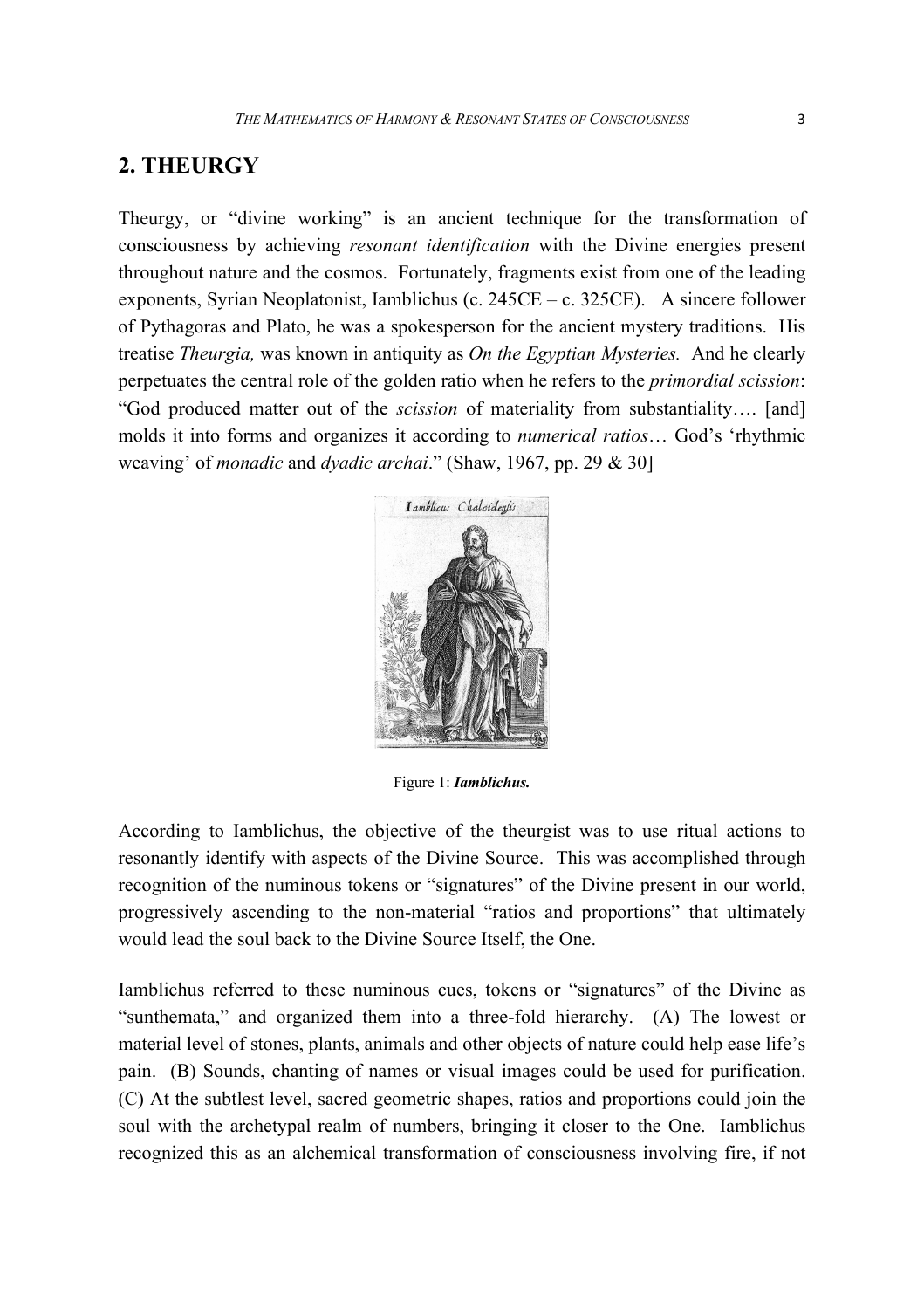## 2. THEURGY

Theurgy, or "divine working" is an ancient technique for the transformation of consciousness by achieving *resonant identification* with the Divine energies present throughout nature and the cosmos. Fortunately, fragments exist from one of the leading exponents, Syrian Neoplatonist, Iamblichus (c. 245CE – c. 325CE). A sincere follower of Pythagoras and Plato, he was a spokesperson for the ancient mystery traditions. His treatise *Theurgia,* was known in antiquity as *On the Egyptian Mysteries.* And he clearly perpetuates the central role of the golden ratio when he refers to the *primordial scission*: "God produced matter out of the *scission* of materiality from substantiality…. [and] molds it into forms and organizes it according to *numerical ratios*… God's 'rhythmic weaving' of *monadic* and *dyadic archai*." (Shaw, 1967, pp. 29 & 30]

Figure 1: ***Iamblichus.***

According to Iamblichus, the objective of the theurgist was to use ritual actions to resonantly identify with aspects of the Divine Source. This was accomplished through recognition of the numinous tokens or "signatures" of the Divine present in our world, progressively ascending to the non-material "ratios and proportions" that ultimately would lead the soul back to the Divine Source Itself, the One.

Iamblichus referred to these numinous cues, tokens or "signatures" of the Divine as "sunthemata," and organized them into a three-fold hierarchy. (A) The lowest or material level of stones, plants, animals and other objects of nature could help ease life's pain. (B) Sounds, chanting of names or visual images could be used for purification. (C) At the subtlest level, sacred geometric shapes, ratios and proportions could join the soul with the archetypal realm of numbers, bringing it closer to the One. Iamblichus recognized this as an alchemical transformation of consciousness involving fire, if not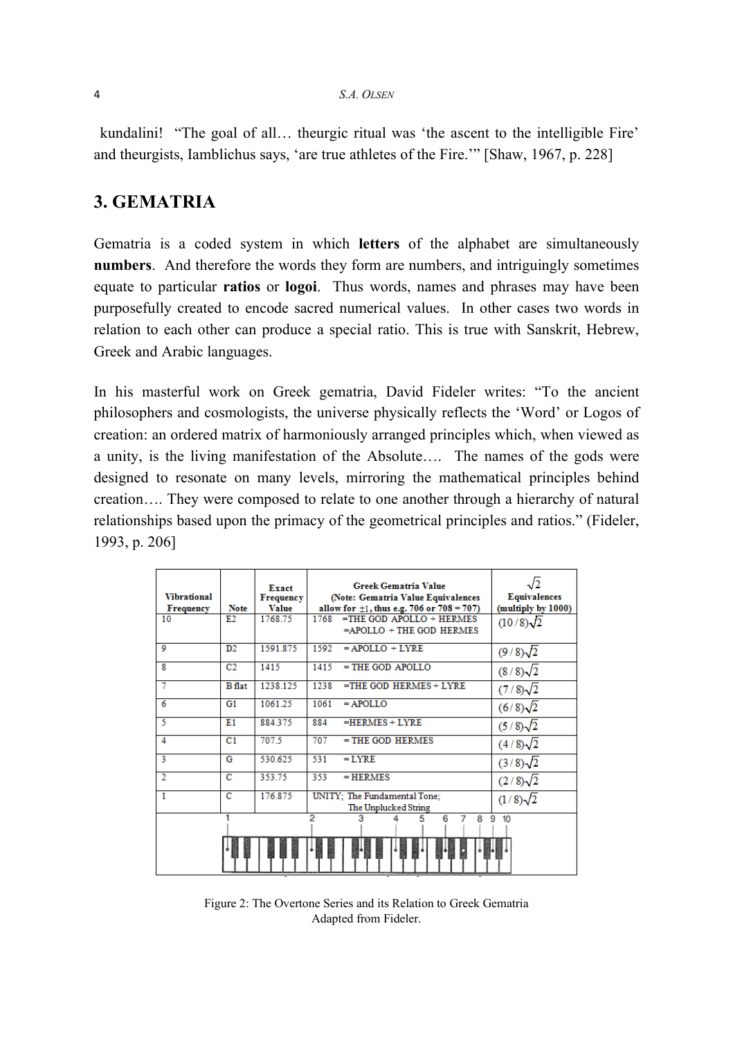kundalini! "The goal of all… theurgic ritual was 'the ascent to the intelligible Fire' and theurgists, Iamblichus says, 'are true athletes of the Fire.'" [Shaw, 1967, p. 228]

## 3. GEMATRIA

Gematria is a coded system in which **letters** of the alphabet are simultaneously **numbers**. And therefore the words they form are numbers, and intriguingly sometimes equate to particular **ratios** or **logoi**. Thus words, names and phrases may have been purposefully created to encode sacred numerical values. In other cases two words in relation to each other can produce a special ratio. This is true with Sanskrit, Hebrew, Greek and Arabic languages.

In his masterful work on Greek gematria, David Fideler writes: "To the ancient philosophers and cosmologists, the universe physically reflects the 'Word' or Logos of creation: an ordered matrix of harmoniously arranged principles which, when viewed as a unity, is the living manifestation of the Absolute…. The names of the gods were designed to resonate on many levels, mirroring the mathematical principles behind creation…. They were composed to relate to one another through a hierarchy of natural relationships based upon the primacy of the geometrical principles and ratios." (Fideler, 1993, p. 206]

| Vibrational Frequency | Note | Exact Frequency Value | Greek Gematria Value (Note: Gematria Value Equivalences allow for ±1, thus e.g. 706 or 708 = 707) | $\sqrt{2}$ Equivalences (multiply by 1000) |
|---|---|---|---|---|
| 10 | E2 | 1768.75 | 1768 =THE GOD APOLLO + HERMES =APOLLO + THE GOD HERMES | $(10/8)\sqrt{2}$ |
| 9 | D2 | 1591.875 | 1592 = APOLLO + LYRE | $(9/8)\sqrt{2}$ |
| 8 | C2 | 1415 | 1415 = THE GOD APOLLO | $(8/8)\sqrt{2}$ |
| 7 | B flat | 1238.125 | 1238 =THE GOD HERMES + LYRE | $(7/8)\sqrt{2}$ |
| 6 | G1 | 1061.25 | 1061 = APOLLO | $(6/8)\sqrt{2}$ |
| 5 | E1 | 884.375 | 884 =HERMES + LYRE | $(5/8)\sqrt{2}$ |
| 4 | C1 | 707.5 | 707 = THE GOD HERMES | $(4/8)\sqrt{2}$ |
| 3 | G | 530.625 | 531 = LYRE | $(3/8)\sqrt{2}$ |
| 2 | C | 353.75 | 353 = HERMES | $(2/8)\sqrt{2}$ |
| 1 | C | 176.875 | UNITY; The Fundamental Tone; The Unplucked String | $(1/8)\sqrt{2}$ |

Figure 2: The Overtone Series and its Relation to Greek Gematria
Adapted from Fideler.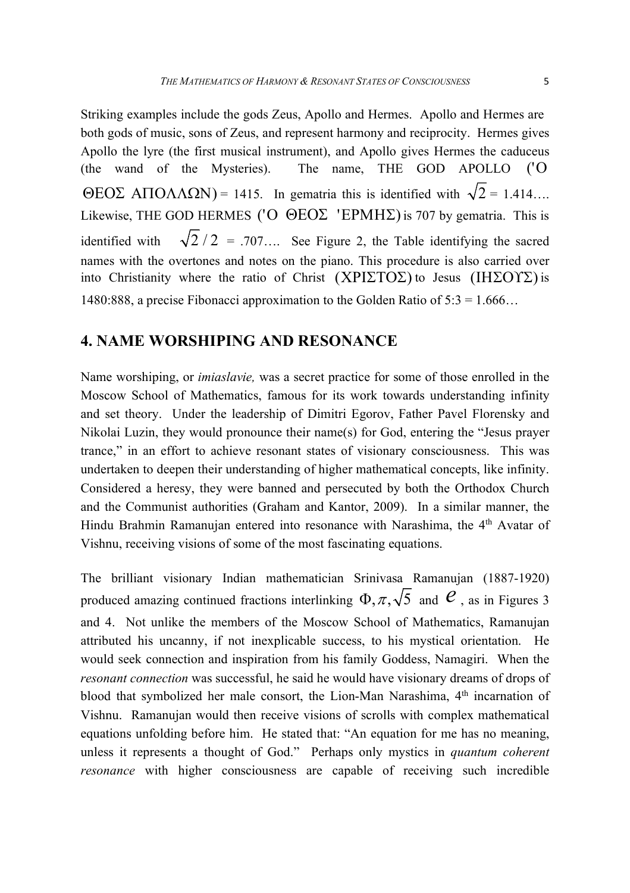Striking examples include the gods Zeus, Apollo and Hermes. Apollo and Hermes are both gods of music, sons of Zeus, and represent harmony and reciprocity. Hermes gives Apollo the lyre (the first musical instrument), and Apollo gives Hermes the caduceus (the wand of the Mysteries). The name, THE GOD APOLLO ('Ο ΘΕΟΣ ΑΠΟΛΛΩΝ) = 1415. In gematria this is identified with $\sqrt{2}$ = 1.414…. Likewise, THE GOD HERMES ('Ο ΘΕΟΣ 'ΕΡΜΗΣ) is 707 by gematria. This is identified with $\sqrt{2}/2$ = .707…. See Figure 2, the Table identifying the sacred names with the overtones and notes on the piano. This procedure is also carried over into Christianity where the ratio of Christ (ΧΡΙΣΤΟΣ) to Jesus (ΙΗΣΟΥΣ) is 1480:888, a precise Fibonacci approximation to the Golden Ratio of 5:3 = 1.666…

## 4. NAME WORSHIPING AND RESONANCE

Name worshiping, or *imiaslavie,* was a secret practice for some of those enrolled in the Moscow School of Mathematics, famous for its work towards understanding infinity and set theory. Under the leadership of Dimitri Egorov, Father Pavel Florensky and Nikolai Luzin, they would pronounce their name(s) for God, entering the "Jesus prayer trance," in an effort to achieve resonant states of visionary consciousness. This was undertaken to deepen their understanding of higher mathematical concepts, like infinity. Considered a heresy, they were banned and persecuted by both the Orthodox Church and the Communist authorities (Graham and Kantor, 2009). In a similar manner, the Hindu Brahmin Ramanujan entered into resonance with Narashima, the 4th Avatar of Vishnu, receiving visions of some of the most fascinating equations.

The brilliant visionary Indian mathematician Srinivasa Ramanujan (1887-1920) produced amazing continued fractions interlinking $\Phi, \pi, \sqrt{5}$ and $e$, as in Figures 3 and 4. Not unlike the members of the Moscow School of Mathematics, Ramanujan attributed his uncanny, if not inexplicable success, to his mystical orientation. He would seek connection and inspiration from his family Goddess, Namagiri. When the *resonant connection* was successful, he said he would have visionary dreams of drops of blood that symbolized her male consort, the Lion-Man Narashima, 4th incarnation of Vishnu. Ramanujan would then receive visions of scrolls with complex mathematical equations unfolding before him. He stated that: "An equation for me has no meaning, unless it represents a thought of God." Perhaps only mystics in *quantum coherent resonance* with higher consciousness are capable of receiving such incredible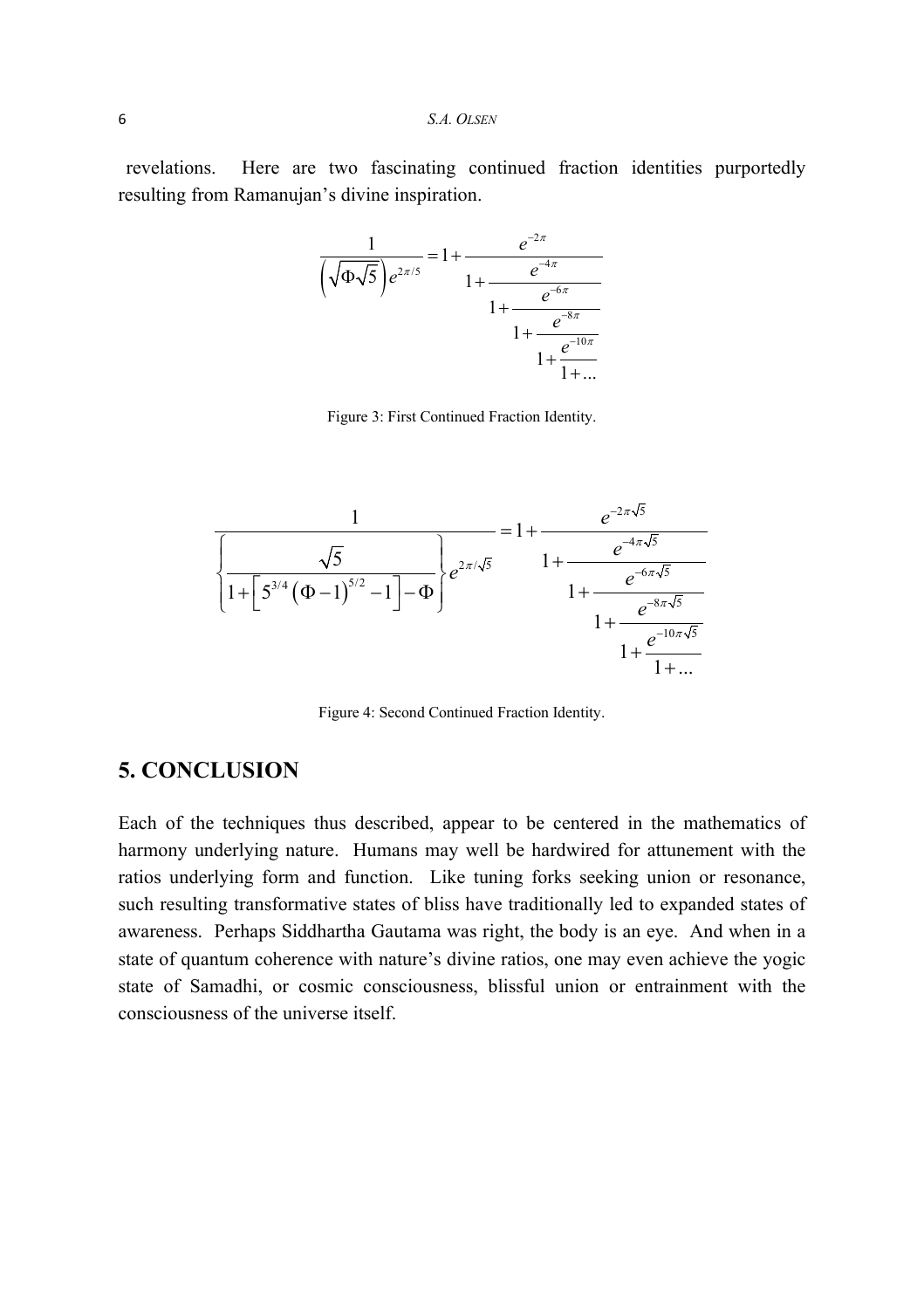revelations. Here are two fascinating continued fraction identities purportedly resulting from Ramanujan's divine inspiration.

$$\frac{1}{\left(\sqrt{\Phi\sqrt{5}}\right)e^{2\pi/5}} = 1 + \cfrac{e^{-2\pi}}{1 + \cfrac{e^{-4\pi}}{1 + \cfrac{e^{-6\pi}}{1 + \cfrac{e^{-8\pi}}{1 + \cfrac{e^{-10\pi}}{1 + \dots}}}}}$$

Figure 3: First Continued Fraction Identity.

$$\frac{1}{\left\{\dfrac{\sqrt{5}}{1+\left[5^{3/4}\left(\Phi-1\right)^{5/2}-1\right]-\Phi}\right\}e^{2\pi/\sqrt{5}}} = 1 + \cfrac{e^{-2\pi\sqrt{5}}}{1 + \cfrac{e^{-4\pi\sqrt{5}}}{1 + \cfrac{e^{-6\pi\sqrt{5}}}{1 + \cfrac{e^{-8\pi\sqrt{5}}}{1 + \cfrac{e^{-10\pi\sqrt{5}}}{1 + \dots}}}}}$$

Figure 4: Second Continued Fraction Identity.

## 5. CONCLUSION

Each of the techniques thus described, appear to be centered in the mathematics of harmony underlying nature. Humans may well be hardwired for attunement with the ratios underlying form and function. Like tuning forks seeking union or resonance, such resulting transformative states of bliss have traditionally led to expanded states of awareness. Perhaps Siddhartha Gautama was right, the body is an eye. And when in a state of quantum coherence with nature's divine ratios, one may even achieve the yogic state of Samadhi, or cosmic consciousness, blissful union or entrainment with the consciousness of the universe itself.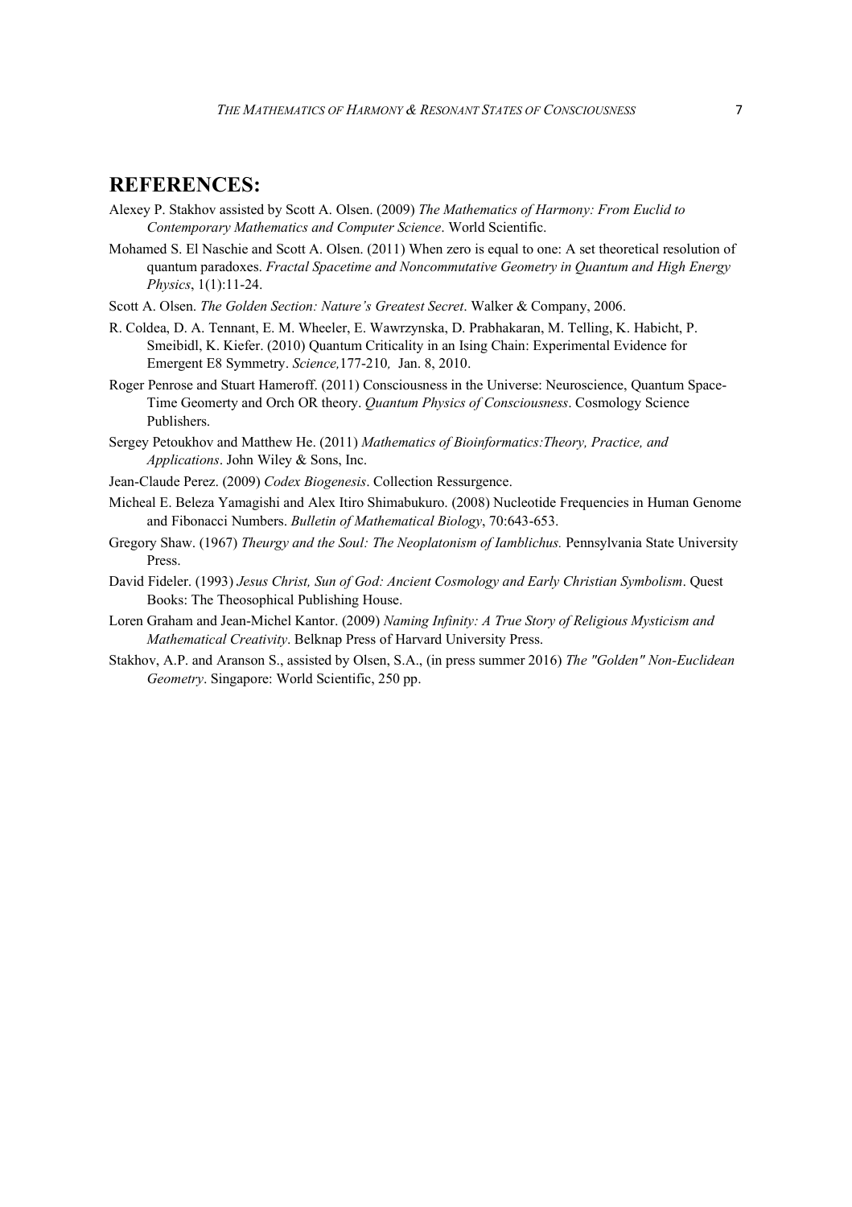## REFERENCES:

Alexey P. Stakhov assisted by Scott A. Olsen. (2009) *The Mathematics of Harmony: From Euclid to Contemporary Mathematics and Computer Science*. World Scientific.

Mohamed S. El Naschie and Scott A. Olsen. (2011) When zero is equal to one: A set theoretical resolution of quantum paradoxes. *Fractal Spacetime and Noncommutative Geometry in Quantum and High Energy Physics*, 1(1):11-24.

Scott A. Olsen. *The Golden Section: Nature's Greatest Secret*. Walker & Company, 2006.

R. Coldea, D. A. Tennant, E. M. Wheeler, E. Wawrzynska, D. Prabhakaran, M. Telling, K. Habicht, P. Smeibidl, K. Kiefer. (2010) Quantum Criticality in an Ising Chain: Experimental Evidence for Emergent E8 Symmetry. *Science,*177-210*,* Jan. 8, 2010.

Roger Penrose and Stuart Hameroff. (2011) Consciousness in the Universe: Neuroscience, Quantum Space-Time Geomerty and Orch OR theory. *Quantum Physics of Consciousness*. Cosmology Science Publishers.

Sergey Petoukhov and Matthew He. (2011) *Mathematics of Bioinformatics:Theory, Practice, and Applications*. John Wiley & Sons, Inc.

Jean-Claude Perez. (2009) *Codex Biogenesis*. Collection Ressurgence.

Micheal E. Beleza Yamagishi and Alex Itiro Shimabukuro. (2008) Nucleotide Frequencies in Human Genome and Fibonacci Numbers. *Bulletin of Mathematical Biology*, 70:643-653.

Gregory Shaw. (1967) *Theurgy and the Soul: The Neoplatonism of Iamblichus.* Pennsylvania State University Press.

David Fideler. (1993) *Jesus Christ, Sun of God: Ancient Cosmology and Early Christian Symbolism*. Quest Books: The Theosophical Publishing House.

Loren Graham and Jean-Michel Kantor. (2009) *Naming Infinity: A True Story of Religious Mysticism and Mathematical Creativity*. Belknap Press of Harvard University Press.

Stakhov, A.P. and Aranson S., assisted by Olsen, S.A., (in press summer 2016) *The "Golden" Non-Euclidean Geometry*. Singapore: World Scientific, 250 pp.